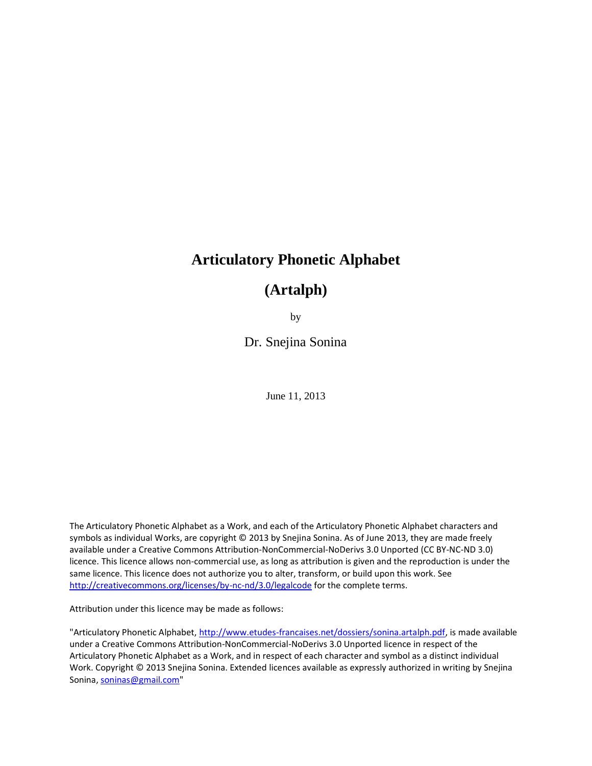# Articulatory Phonetic Alphabet

# (Artalph)

by

Dr. Snejina Sonina

June 11, 2013

The Articulatory Phonetic Alphabet as a Work, and each of the Articulatory Phonetic Alphabet characters and symbols as individual Works, are copyright © 2013 by Snejina Sonina. As of June 2013, they are made freely available under a Creative Commons Attribution-NonCommercial-NoDerivs 3.0 Unported (CC BY-NC-ND 3.0) licence. This licence allows non-commercial use, as long as attribution is given and the reproduction is under the same licence. This licence does not authorize you to alter, transform, or build upon this work. See http://creativecommons.org/licenses/by-nc-nd/3.0/legalcode for the complete terms.

Attribution under this licence may be made as follows:

"Articulatory Phonetic Alphabet, http://www.etudes-francaises.net/dossiers/sonina.artalph.pdf, is made available under a Creative Commons Attribution-NonCommercial-NoDerivs 3.0 Unported licence in respect of the Articulatory Phonetic Alphabet as a Work, and in respect of each character and symbol as a distinct individual Work. Copyright © 2013 Snejina Sonina. Extended licences available as expressly authorized in writing by Snejina Sonina, soninas@gmail.com"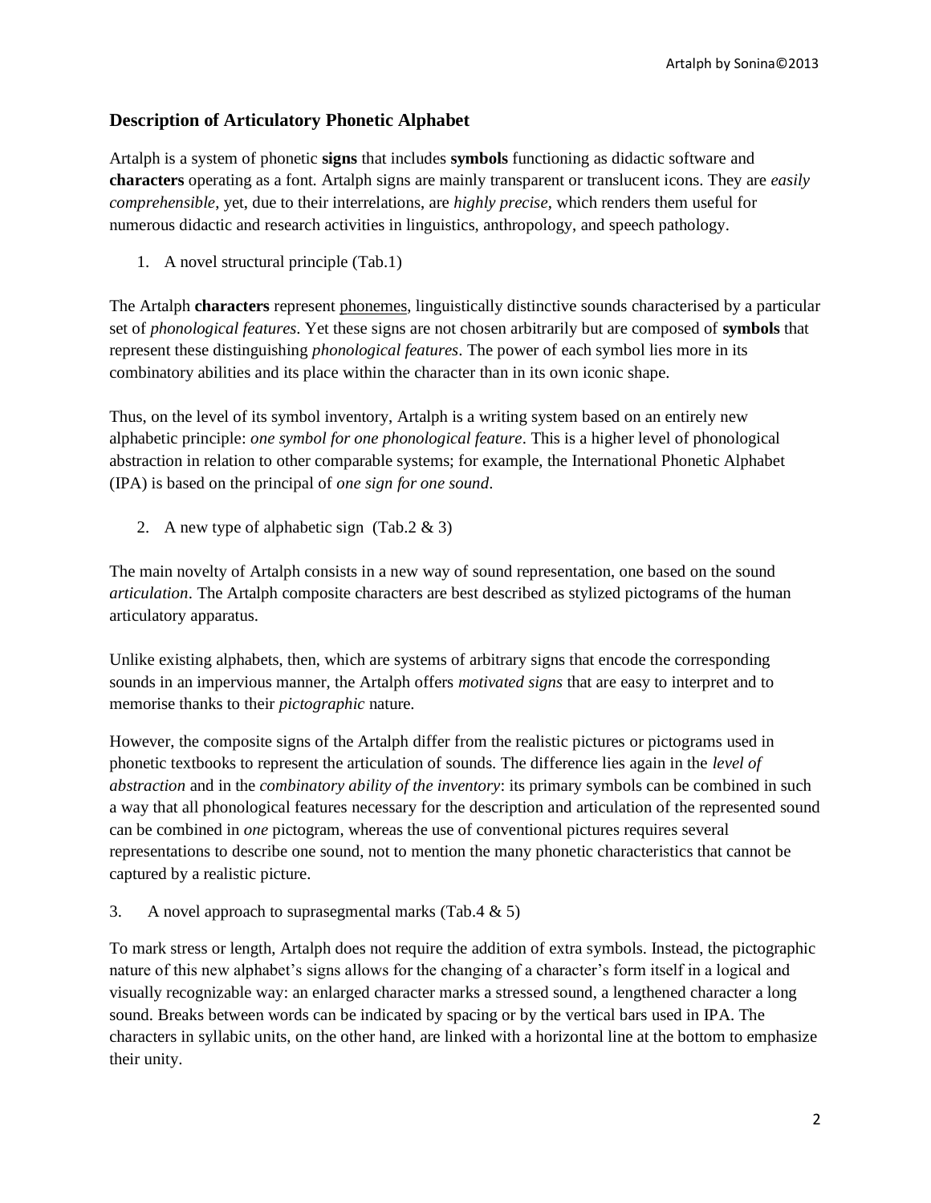## Description of Articulatory Phonetic Alphabet

Artalph is a system of phonetic **signs** that includes **symbols** functioning as didactic software and **characters** operating as a font. Artalph signs are mainly transparent or translucent icons. They are *easily comprehensible*, yet, due to their interrelations, are *highly precise*, which renders them useful for numerous didactic and research activities in linguistics, anthropology, and speech pathology.

1. A novel structural principle (Tab.1)

The Artalph **characters** represent phonemes, linguistically distinctive sounds characterised by a particular set of *phonological features*. Yet these signs are not chosen arbitrarily but are composed of **symbols** that represent these distinguishing *phonological features*. The power of each symbol lies more in its combinatory abilities and its place within the character than in its own iconic shape.

Thus, on the level of its symbol inventory, Artalph is a writing system based on an entirely new alphabetic principle: *one symbol for one phonological feature*. This is a higher level of phonological abstraction in relation to other comparable systems; for example, the International Phonetic Alphabet (IPA) is based on the principal of *one sign for one sound*.

2. A new type of alphabetic sign (Tab.2 & 3)

The main novelty of Artalph consists in a new way of sound representation, one based on the sound *articulation*. The Artalph composite characters are best described as stylized pictograms of the human articulatory apparatus.

Unlike existing alphabets, then, which are systems of arbitrary signs that encode the corresponding sounds in an impervious manner, the Artalph offers *motivated signs* that are easy to interpret and to memorise thanks to their *pictographic* nature.

However, the composite signs of the Artalph differ from the realistic pictures or pictograms used in phonetic textbooks to represent the articulation of sounds. The difference lies again in the *level of abstraction* and in the *combinatory ability of the inventory*: its primary symbols can be combined in such a way that all phonological features necessary for the description and articulation of the represented sound can be combined in *one* pictogram, whereas the use of conventional pictures requires several representations to describe one sound, not to mention the many phonetic characteristics that cannot be captured by a realistic picture.

3. A novel approach to suprasegmental marks (Tab.4 & 5)

To mark stress or length, Artalph does not require the addition of extra symbols. Instead, the pictographic nature of this new alphabet's signs allows for the changing of a character's form itself in a logical and visually recognizable way: an enlarged character marks a stressed sound, a lengthened character a long sound. Breaks between words can be indicated by spacing or by the vertical bars used in IPA. The characters in syllabic units, on the other hand, are linked with a horizontal line at the bottom to emphasize their unity.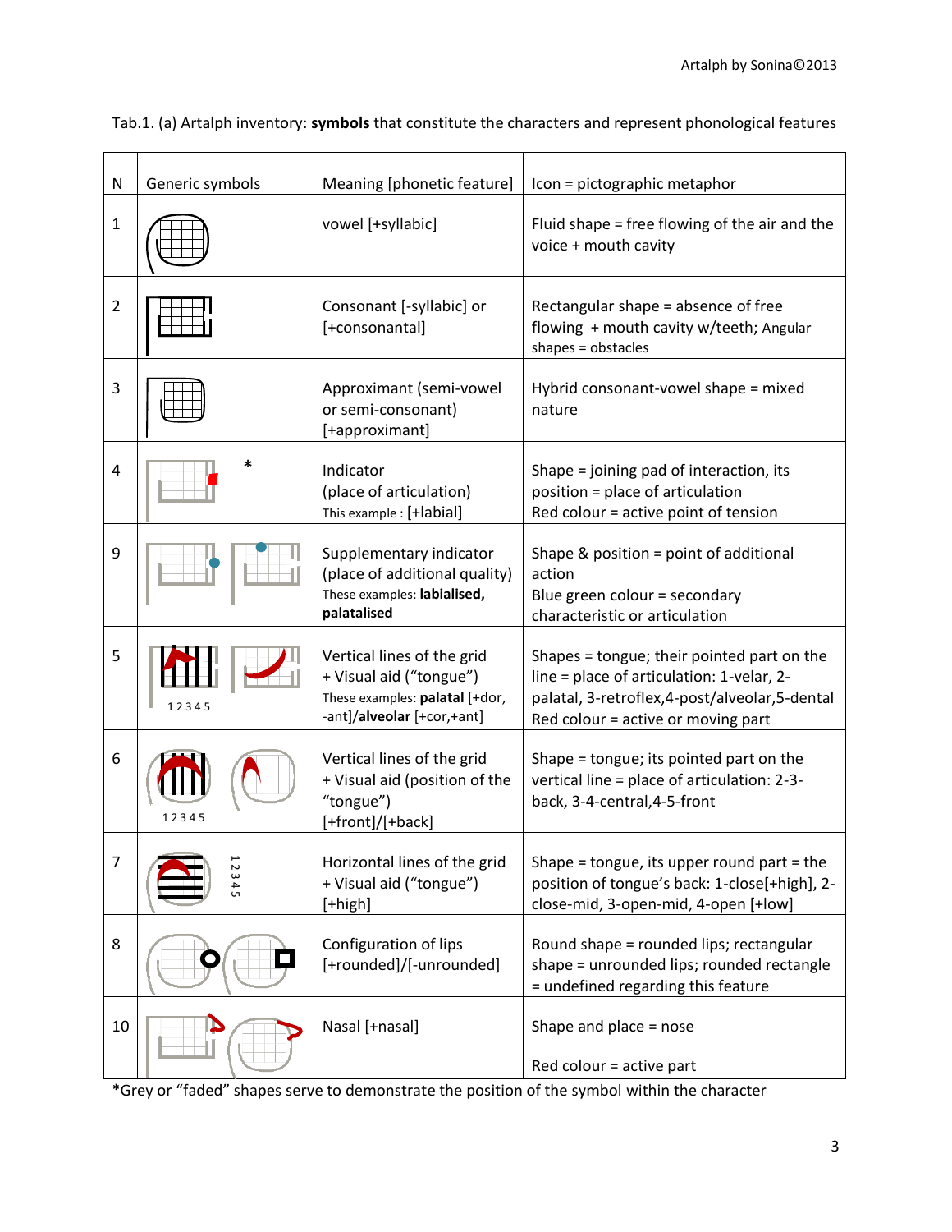Tab.1. (a) Artalph inventory: **symbols** that constitute the characters and represent phonological features

| N | Generic symbols | Meaning [phonetic feature] | Icon = pictographic metaphor |
|---|---|---|---|
| 1 | | vowel [+syllabic] | Fluid shape = free flowing of the air and the voice + mouth cavity |
| 2 | | Consonant [-syllabic] or [+consonantal] | Rectangular shape = absence of free flowing + mouth cavity w/teeth; Angular shapes = obstacles |
| 3 | | Approximant (semi-vowel or semi-consonant) [+approximant] | Hybrid consonant-vowel shape = mixed nature |
| 4 | * | Indicator (place of articulation) This example : [+labial] | Shape = joining pad of interaction, its position = place of articulation Red colour = active point of tension |
| 9 | | Supplementary indicator (place of additional quality) These examples: **labialised, palatalised** | Shape & position = point of additional action Blue green colour = secondary characteristic or articulation |
| 5 | 1 2 3 4 5 | Vertical lines of the grid + Visual aid ("tongue") These examples: **palatal** [+dor, -ant]/**alveolar** [+cor,+ant] | Shapes = tongue; their pointed part on the line = place of articulation: 1-velar, 2-palatal, 3-retroflex,4-post/alveolar,5-dental Red colour = active or moving part |
| 6 | 1 2 3 4 5 | Vertical lines of the grid + Visual aid (position of the "tongue") [+front]/[+back] | Shape = tongue; its pointed part on the vertical line = place of articulation: 2-3-back, 3-4-central,4-5-front |
| 7 | 1 2 3 4 5 | Horizontal lines of the grid + Visual aid ("tongue") [+high] | Shape = tongue, its upper round part = the position of tongue's back: 1-close[+high], 2-close-mid, 3-open-mid, 4-open [+low] |
| 8 | | Configuration of lips [+rounded]/[-unrounded] | Round shape = rounded lips; rectangular shape = unrounded lips; rounded rectangle = undefined regarding this feature |
| 10 | | Nasal [+nasal] | Shape and place = nose Red colour = active part |

*Grey or "faded" shapes serve to demonstrate the position of the symbol within the character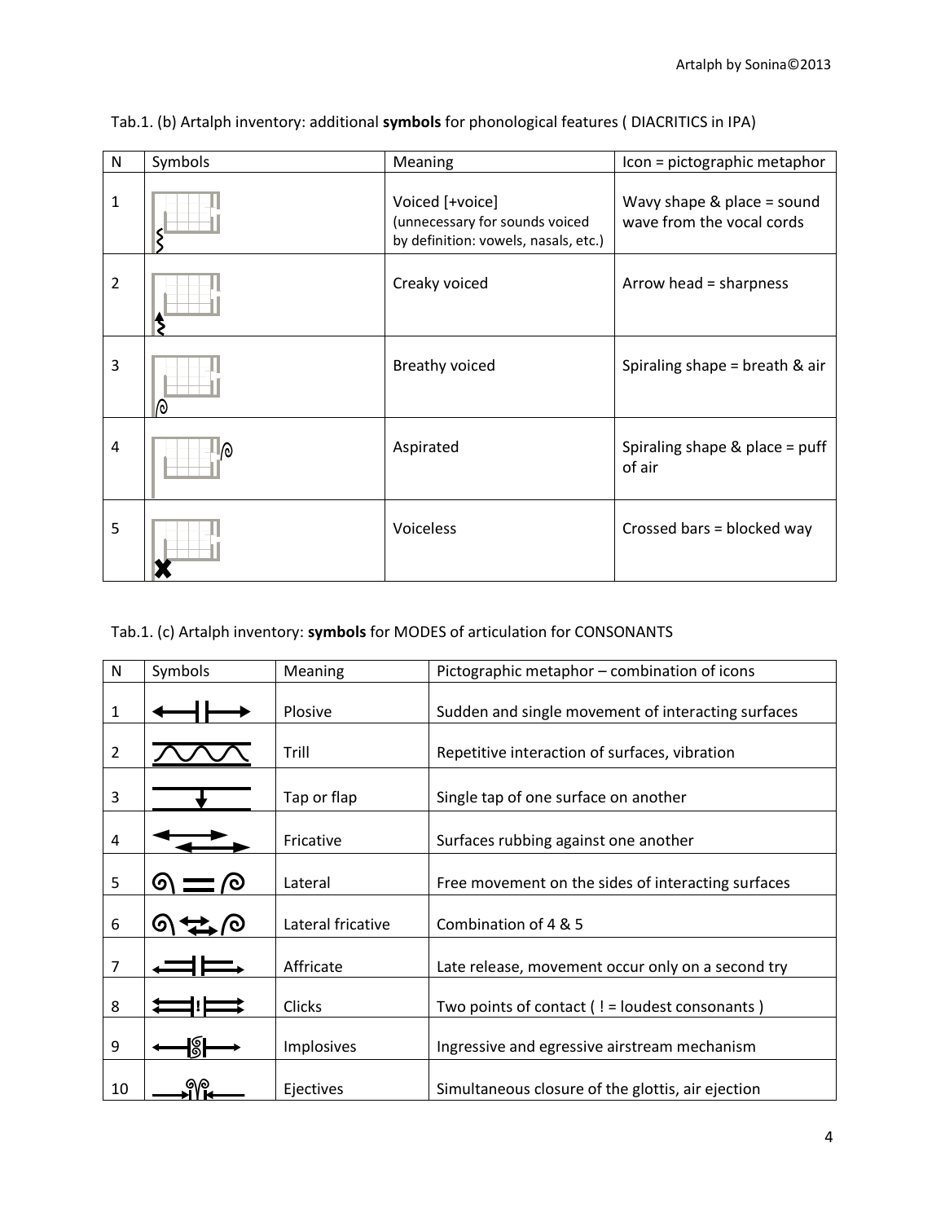Tab.1. (b) Artalph inventory: additional **symbols** for phonological features ( DIACRITICS in IPA)

| N | Symbols | Meaning | Icon = pictographic metaphor |
|---|---|---|---|
| 1 | | Voiced [+voice] (unnecessary for sounds voiced by definition: vowels, nasals, etc.) | Wavy shape & place = sound wave from the vocal cords |
| 2 | | Creaky voiced | Arrow head = sharpness |
| 3 | | Breathy voiced | Spiraling shape = breath & air |
| 4 | | Aspirated | Spiraling shape & place = puff of air |
| 5 | | Voiceless | Crossed bars = blocked way |

Tab.1. (c) Artalph inventory: **symbols** for MODES of articulation for CONSONANTS

| N | Symbols | Meaning | Pictographic metaphor – combination of icons |
|---|---|---|---|
| 1 | | Plosive | Sudden and single movement of interacting surfaces |
| 2 | | Trill | Repetitive interaction of surfaces, vibration |
| 3 | | Tap or flap | Single tap of one surface on another |
| 4 | | Fricative | Surfaces rubbing against one another |
| 5 | | Lateral | Free movement on the sides of interacting surfaces |
| 6 | | Lateral fricative | Combination of 4 & 5 |
| 7 | | Affricate | Late release, movement occur only on a second try |
| 8 | ! | Clicks | Two points of contact ( ! = loudest consonants ) |
| 9 | | Implosives | Ingressive and egressive airstream mechanism |
| 10 | | Ejectives | Simultaneous closure of the glottis, air ejection |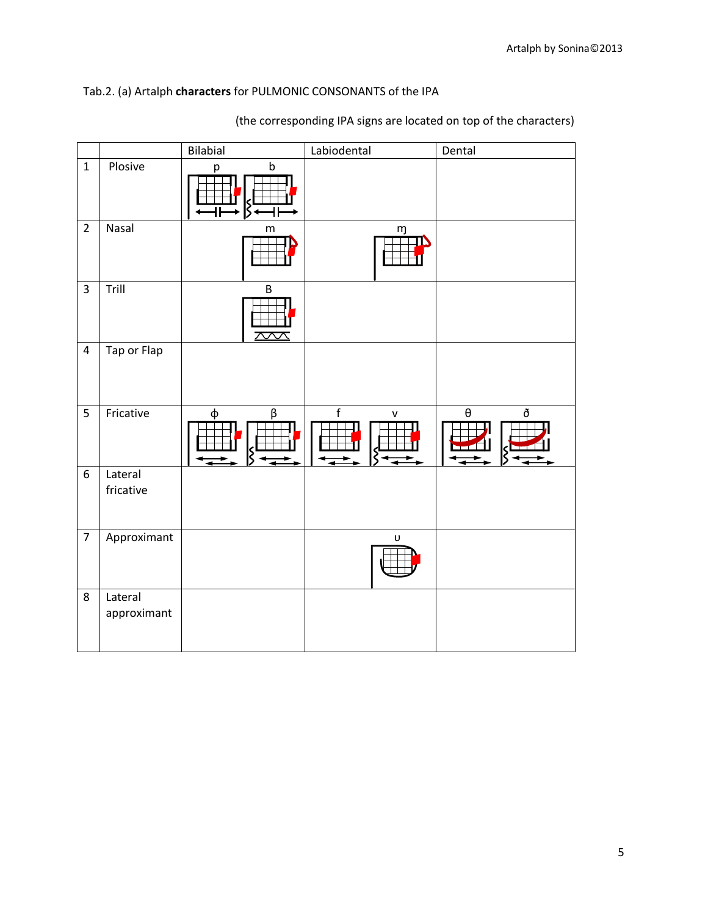Tab.2. (a) Artalph **characters** for PULMONIC CONSONANTS of the IPA

(the corresponding IPA signs are located on top of the characters)

| | | Bilabial | Labiodental | Dental |
|---|---|---|---|---|
| 1 | Plosive | p b | | |
| 2 | Nasal | m | ɱ | |
| 3 | Trill | B | | |
| 4 | Tap or Flap | | | |
| 5 | Fricative | ɸ β | f v | θ ð |
| 6 | Lateral fricative | | | |
| 7 | Approximant | | ʋ | |
| 8 | Lateral approximant | | | |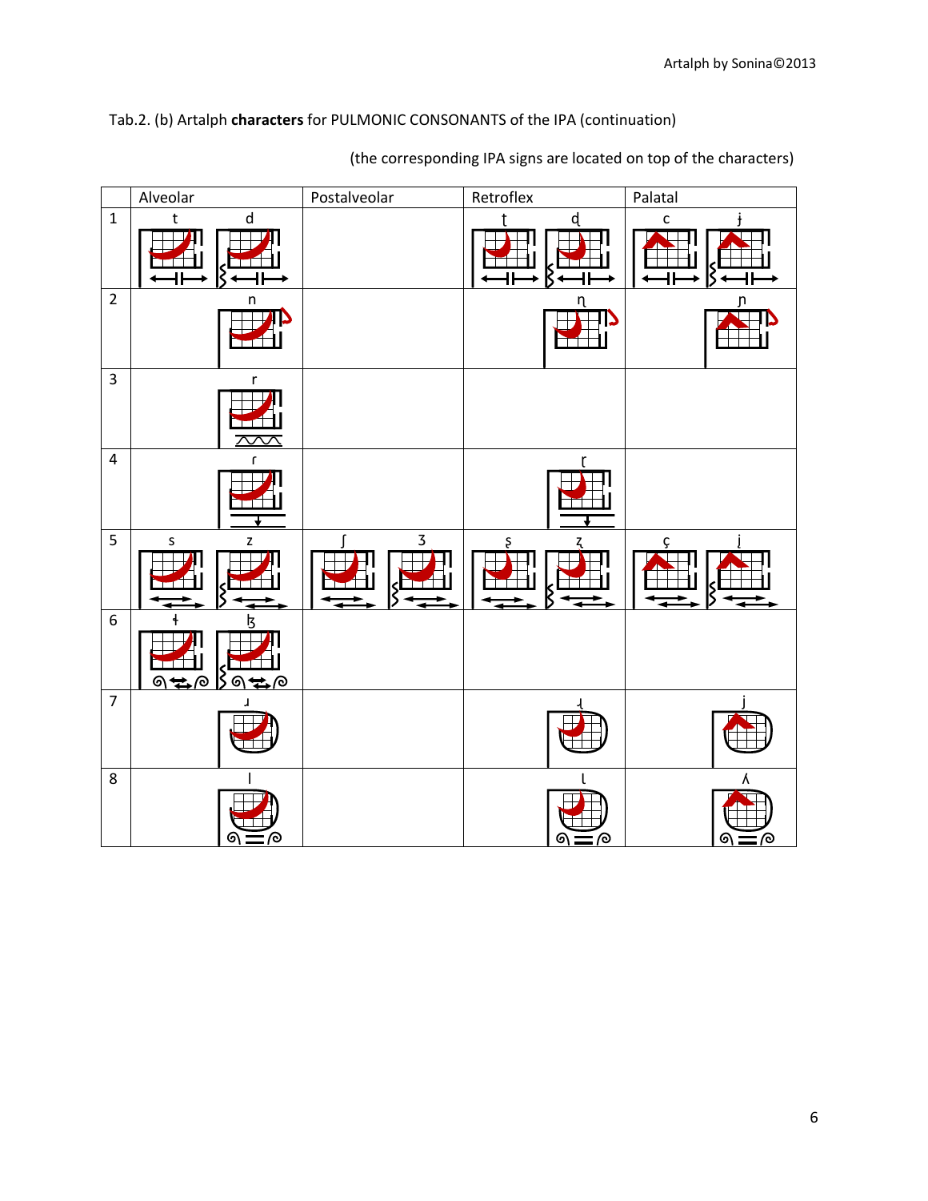Tab.2. (b) Artalph **characters** for PULMONIC CONSONANTS of the IPA (continuation)

(the corresponding IPA signs are located on top of the characters)

| | Alveolar | Postalveolar | Retroflex | Palatal |
|---|---|---|---|---|
| 1 | t d | | ʈ ɖ | c ɟ |
| 2 | n | | ɳ | ɲ |
| 3 | r | | | |
| 4 | ɾ | | ɽ | |
| 5 | s z | ʃ ʒ | ʂ ʐ | ç ʝ |
| 6 | ɬ ɮ | | | |
| 7 | ɹ | | ɻ | j |
| 8 | l | | ɭ | ʎ |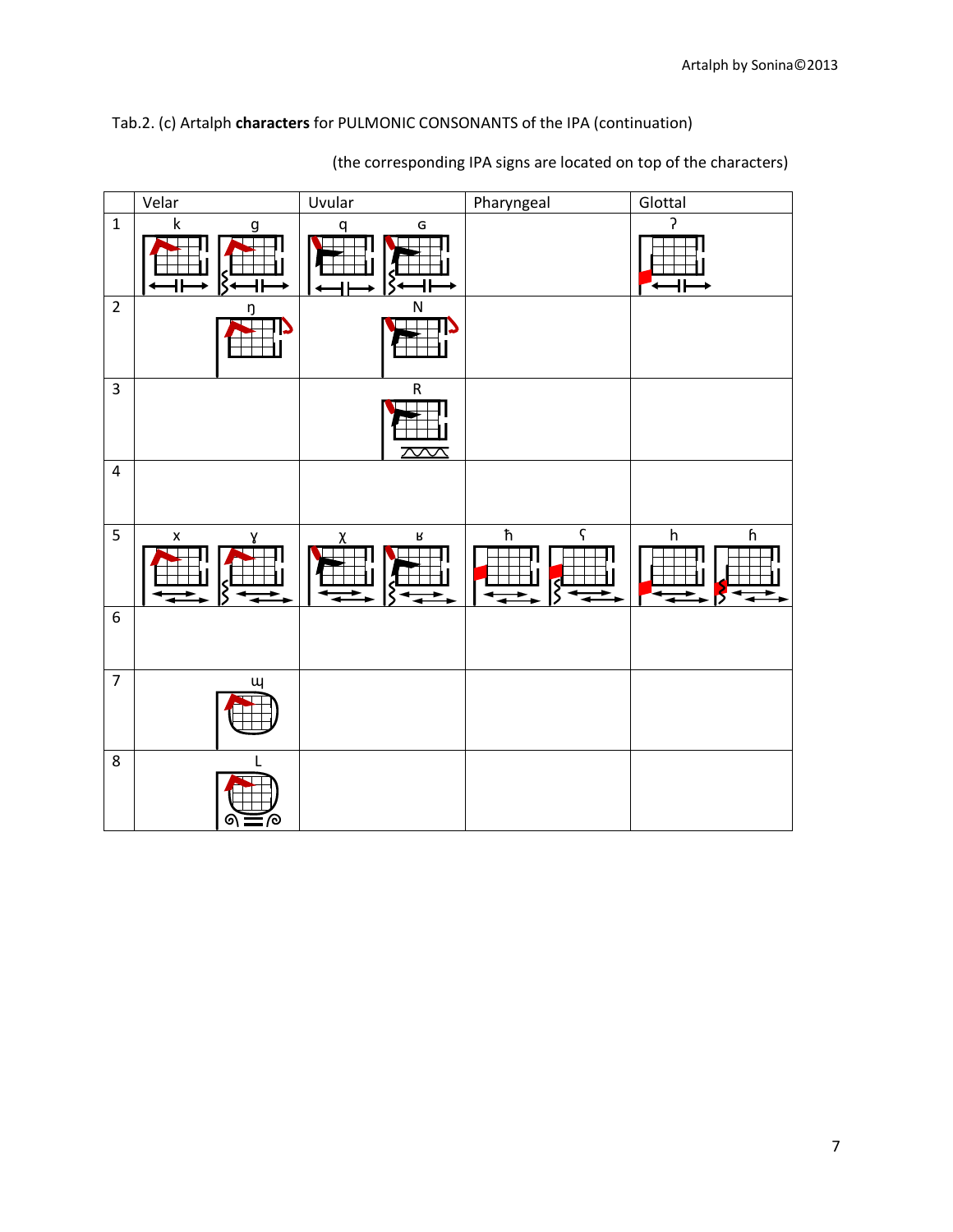Tab.2. (c) Artalph **characters** for PULMONIC CONSONANTS of the IPA (continuation)

(the corresponding IPA signs are located on top of the characters)

| | Velar | Uvular | Pharyngeal | Glottal |
|---|---|---|---|---|
| 1 | k g | q ɢ | | ʔ |
| 2 | ŋ | ɴ | | |
| 3 | | ʀ | | |
| 4 | | | | |
| 5 | x ɣ | χ ʁ | ħ ʕ | h ɦ |
| 6 | | | | |
| 7 | ɰ | | | |
| 8 | ʟ | | | |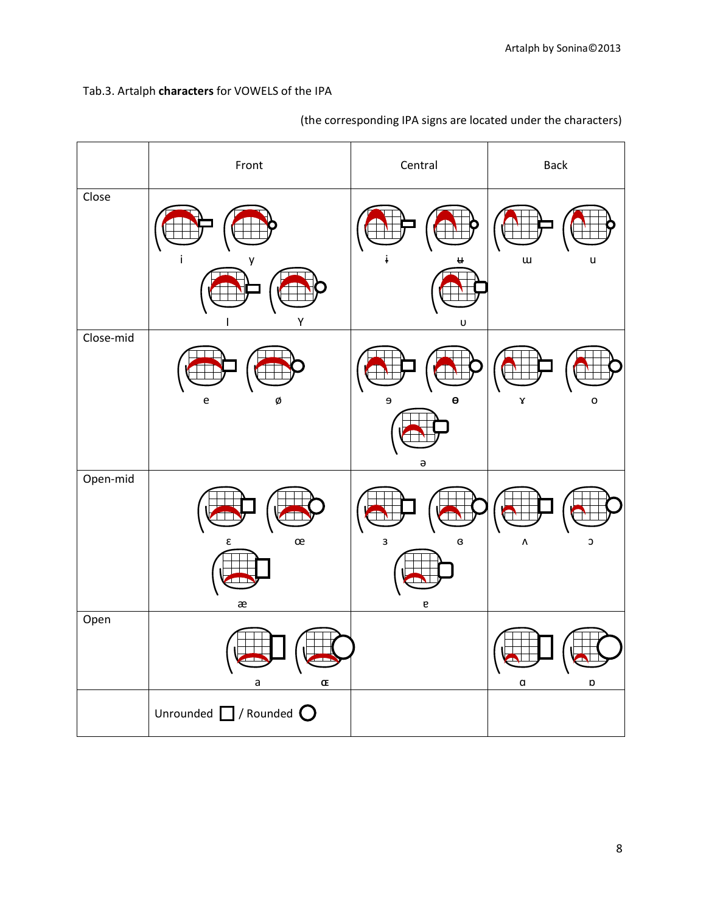Tab.3. Artalph **characters** for VOWELS of the IPA

(the corresponding IPA signs are located under the characters)

| | Front | Central | Back |
|---|---|---|---|
| Close | i y ɪ ʏ | ɨ ʉ ʊ | ɯ u |
| Close-mid | e ø | ɘ ɵ ə | ɤ o |
| Open-mid | ɛ œ æ | ɜ ɞ ɐ | ʌ ɔ |
| Open | a ɶ | | ɑ ɒ |
| | Unrounded ☐ / Rounded ◯ | | |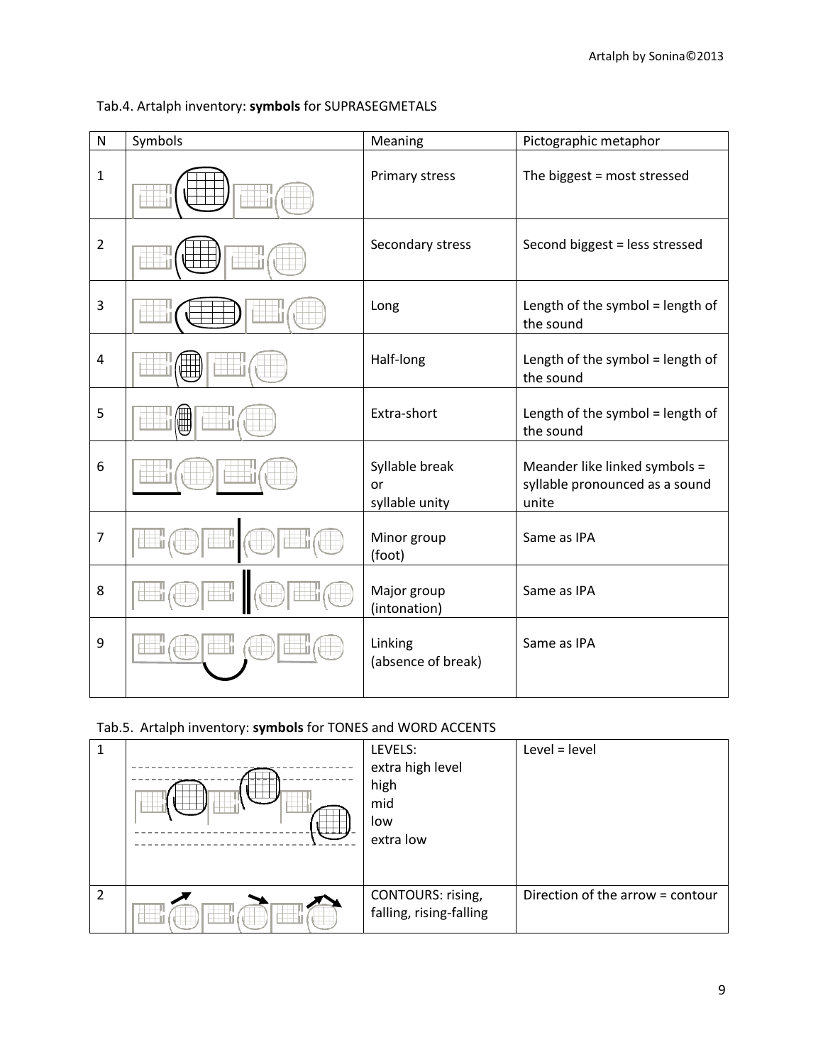Tab.4. Artalph inventory: **symbols** for SUPRASEGMETALS

| N | Symbols | Meaning | Pictographic metaphor |
|---|---|---|---|
| 1 | | Primary stress | The biggest = most stressed |
| 2 | | Secondary stress | Second biggest = less stressed |
| 3 | | Long | Length of the symbol = length of the sound |
| 4 | | Half-long | Length of the symbol = length of the sound |
| 5 | | Extra-short | Length of the symbol = length of the sound |
| 6 | | Syllable break or syllable unity | Meander like linked symbols = syllable pronounced as a sound unite |
| 7 | | Minor group (foot) | Same as IPA |
| 8 | | Major group (intonation) | Same as IPA |
| 9 | | Linking (absence of break) | Same as IPA |

Tab.5. Artalph inventory: **symbols** for TONES and WORD ACCENTS

| | | | |
|---|---|---|---|
| 1 | | LEVELS: extra high level high mid low extra low | Level = level |
| 2 | | CONTOURS: rising, falling, rising-falling | Direction of the arrow = contour |